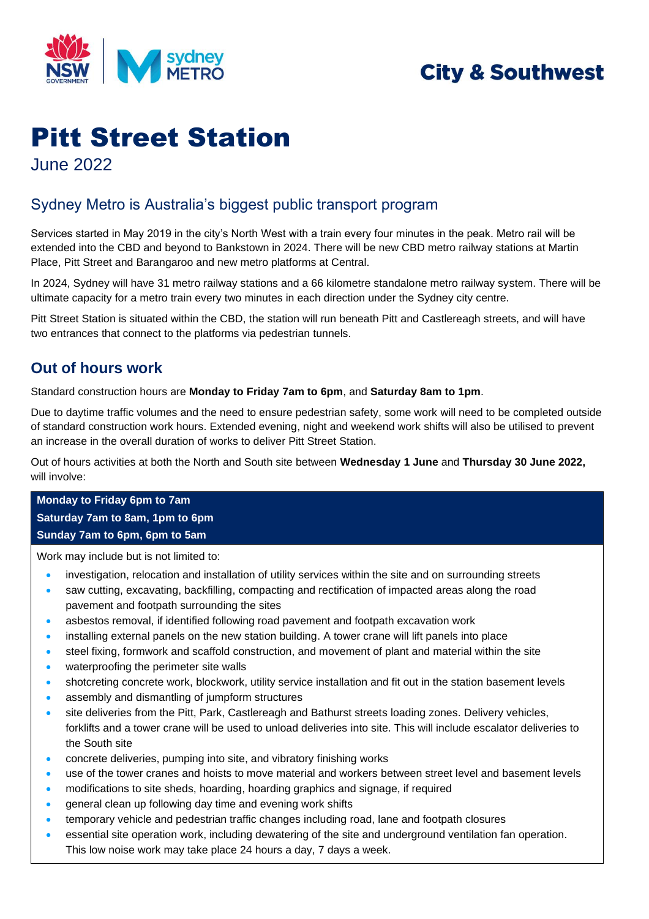City & Southwest

# Pitt Street Station

June 2022

## Sydney Metro is Australia's biggest public transport program

Services started in May 2019 in the city's North West with a train every four minutes in the peak. Metro rail will be extended into the CBD and beyond to Bankstown in 2024. There will be new CBD metro railway stations at Martin Place, Pitt Street and Barangaroo and new metro platforms at Central.

In 2024, Sydney will have 31 metro railway stations and a 66 kilometre standalone metro railway system. There will be ultimate capacity for a metro train every two minutes in each direction under the Sydney city centre.

Pitt Street Station is situated within the CBD, the station will run beneath Pitt and Castlereagh streets, and will have two entrances that connect to the platforms via pedestrian tunnels.

## Out of hours work

Standard construction hours are **Monday to Friday 7am to 6pm**, and **Saturday 8am to 1pm**.

Due to daytime traffic volumes and the need to ensure pedestrian safety, some work will need to be completed outside of standard construction work hours. Extended evening, night and weekend work shifts will also be utilised to prevent an increase in the overall duration of works to deliver Pitt Street Station.

Out of hours activities at both the North and South site between **Wednesday 1 June** and **Thursday 30 June 2022,** will involve:

**Monday to Friday 6pm to 7am**
**Saturday 7am to 8am, 1pm to 6pm**
**Sunday 7am to 6pm, 6pm to 5am**

Work may include but is not limited to:

- investigation, relocation and installation of utility services within the site and on surrounding streets
- saw cutting, excavating, backfilling, compacting and rectification of impacted areas along the road pavement and footpath surrounding the sites
- asbestos removal, if identified following road pavement and footpath excavation work
- installing external panels on the new station building. A tower crane will lift panels into place
- steel fixing, formwork and scaffold construction, and movement of plant and material within the site
- waterproofing the perimeter site walls
- shotcreting concrete work, blockwork, utility service installation and fit out in the station basement levels
- assembly and dismantling of jumpform structures
- site deliveries from the Pitt, Park, Castlereagh and Bathurst streets loading zones. Delivery vehicles, forklifts and a tower crane will be used to unload deliveries into site. This will include escalator deliveries to the South site
- concrete deliveries, pumping into site, and vibratory finishing works
- use of the tower cranes and hoists to move material and workers between street level and basement levels
- modifications to site sheds, hoarding, hoarding graphics and signage, if required
- general clean up following day time and evening work shifts
- temporary vehicle and pedestrian traffic changes including road, lane and footpath closures
- essential site operation work, including dewatering of the site and underground ventilation fan operation. This low noise work may take place 24 hours a day, 7 days a week.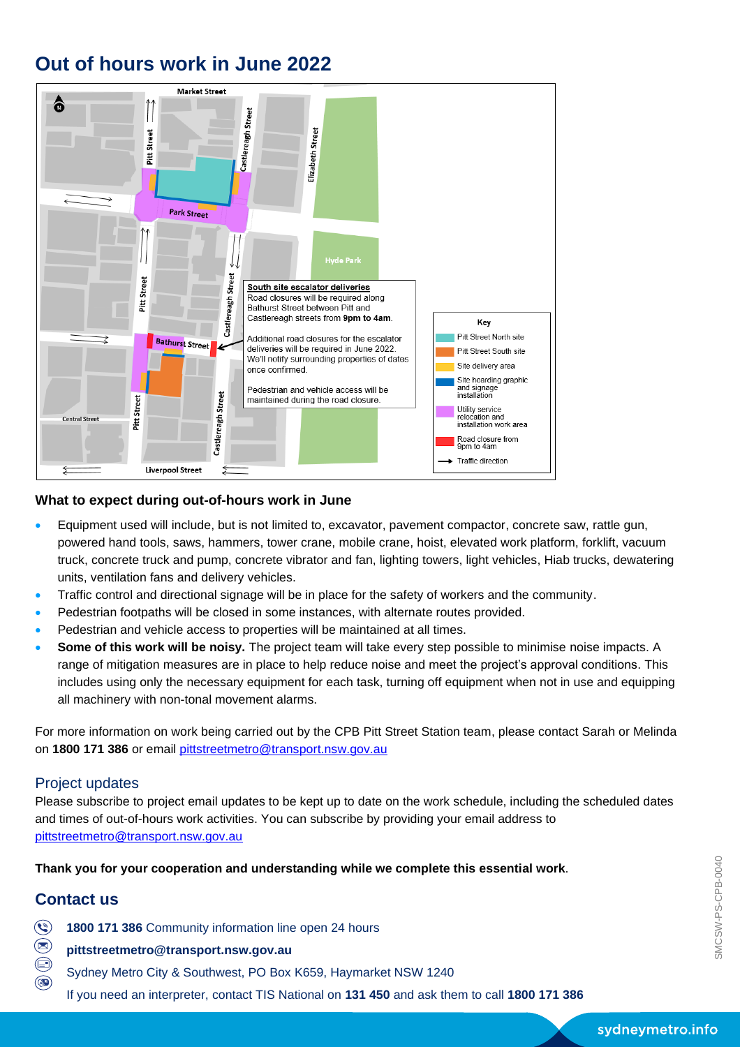# Out of hours work in June 2022

Market Street

Pitt Street

Castlereagh Street

Elizabeth Street

Park Street

Hyde Park

Bathurst Street

Central Street

Liverpool Street

**South site escalator deliveries**

Road closures will be required along Bathurst Street between Pitt and Castlereagh streets from **9pm to 4am**.

Additional road closures for the escalator deliveries will be required in June 2022. We'll notify surrounding properties of dates once confirmed.

Pedestrian and vehicle access will be maintained during the road closure.

Key

- Pitt Street North site
- Pitt Street South site
- Site delivery area
- Site hoarding graphic and signage installation
- Utility service relocation and installation work area
- Road closure from 9pm to 4am
- Traffic direction

**What to expect during out-of-hours work in June**

- Equipment used will include, but is not limited to, excavator, pavement compactor, concrete saw, rattle gun, powered hand tools, saws, hammers, tower crane, mobile crane, hoist, elevated work platform, forklift, vacuum truck, concrete truck and pump, concrete vibrator and fan, lighting towers, light vehicles, Hiab trucks, dewatering units, ventilation fans and delivery vehicles.
- Traffic control and directional signage will be in place for the safety of workers and the community.
- Pedestrian footpaths will be closed in some instances, with alternate routes provided.
- Pedestrian and vehicle access to properties will be maintained at all times.
- **Some of this work will be noisy.** The project team will take every step possible to minimise noise impacts. A range of mitigation measures are in place to help reduce noise and meet the project's approval conditions. This includes using only the necessary equipment for each task, turning off equipment when not in use and equipping all machinery with non-tonal movement alarms.

For more information on work being carried out by the CPB Pitt Street Station team, please contact Sarah or Melinda on **1800 171 386** or email pittstreetmetro@transport.nsw.gov.au

## Project updates

Please subscribe to project email updates to be kept up to date on the work schedule, including the scheduled dates and times of out-of-hours work activities. You can subscribe by providing your email address to pittstreetmetro@transport.nsw.gov.au

**Thank you for your cooperation and understanding while we complete this essential work**.

## Contact us

**1800 171 386** Community information line open 24 hours

**pittstreetmetro@transport.nsw.gov.au**

Sydney Metro City & Southwest, PO Box K659, Haymarket NSW 1240

If you need an interpreter, contact TIS National on **131 450** and ask them to call **1800 171 386**

SMCSW-PS-CPB-0040

sydneymetro.info